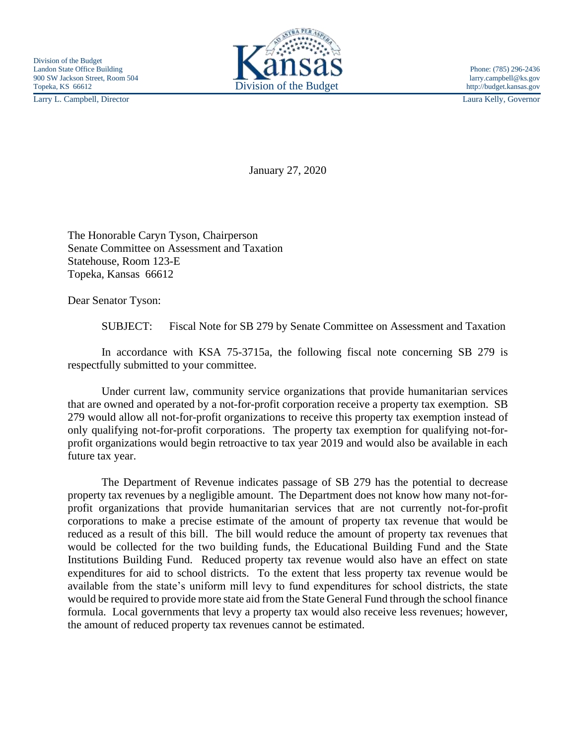Division of the Budget
Landon State Office Building
900 SW Jackson Street, Room 504
Topeka, KS 66612

Kansas
Division of the Budget

Phone: (785) 296-2436
larry.campbell@ks.gov
http://budget.kansas.gov

Larry L. Campbell, Director

Laura Kelly, Governor

January 27, 2020

The Honorable Caryn Tyson, Chairperson
Senate Committee on Assessment and Taxation
Statehouse, Room 123-E
Topeka, Kansas 66612

Dear Senator Tyson:

SUBJECT: Fiscal Note for SB 279 by Senate Committee on Assessment and Taxation

In accordance with KSA 75-3715a, the following fiscal note concerning SB 279 is respectfully submitted to your committee.

Under current law, community service organizations that provide humanitarian services that are owned and operated by a not-for-profit corporation receive a property tax exemption. SB 279 would allow all not-for-profit organizations to receive this property tax exemption instead of only qualifying not-for-profit corporations. The property tax exemption for qualifying not-for-profit organizations would begin retroactive to tax year 2019 and would also be available in each future tax year.

The Department of Revenue indicates passage of SB 279 has the potential to decrease property tax revenues by a negligible amount. The Department does not know how many not-for-profit organizations that provide humanitarian services that are not currently not-for-profit corporations to make a precise estimate of the amount of property tax revenue that would be reduced as a result of this bill. The bill would reduce the amount of property tax revenues that would be collected for the two building funds, the Educational Building Fund and the State Institutions Building Fund. Reduced property tax revenue would also have an effect on state expenditures for aid to school districts. To the extent that less property tax revenue would be available from the state's uniform mill levy to fund expenditures for school districts, the state would be required to provide more state aid from the State General Fund through the school finance formula. Local governments that levy a property tax would also receive less revenues; however, the amount of reduced property tax revenues cannot be estimated.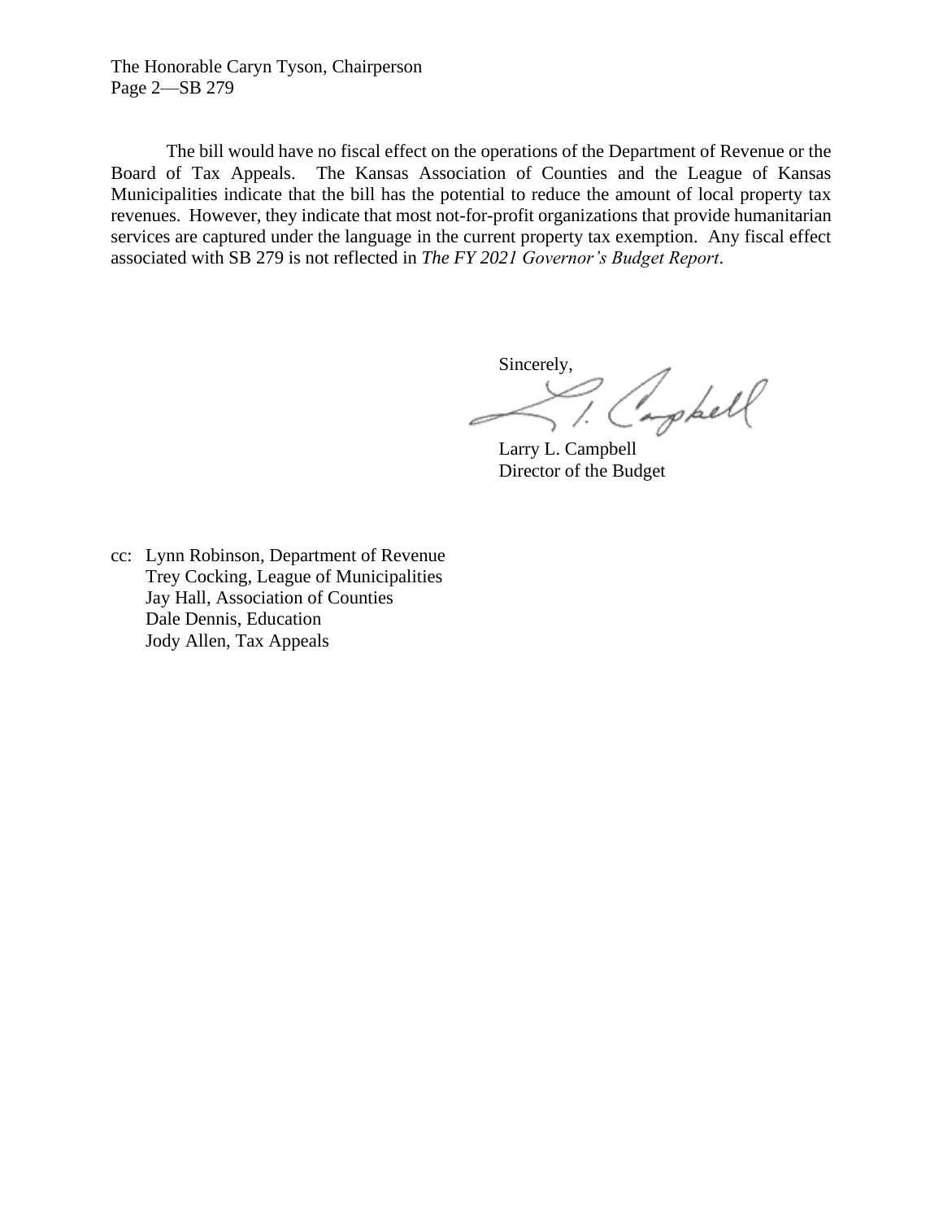The bill would have no fiscal effect on the operations of the Department of Revenue or the Board of Tax Appeals. The Kansas Association of Counties and the League of Kansas Municipalities indicate that the bill has the potential to reduce the amount of local property tax revenues. However, they indicate that most not-for-profit organizations that provide humanitarian services are captured under the language in the current property tax exemption. Any fiscal effect associated with SB 279 is not reflected in *The FY 2021 Governor's Budget Report*.

Sincerely,

Larry L. Campbell
Director of the Budget

cc: Lynn Robinson, Department of Revenue
Trey Cocking, League of Municipalities
Jay Hall, Association of Counties
Dale Dennis, Education
Jody Allen, Tax Appeals